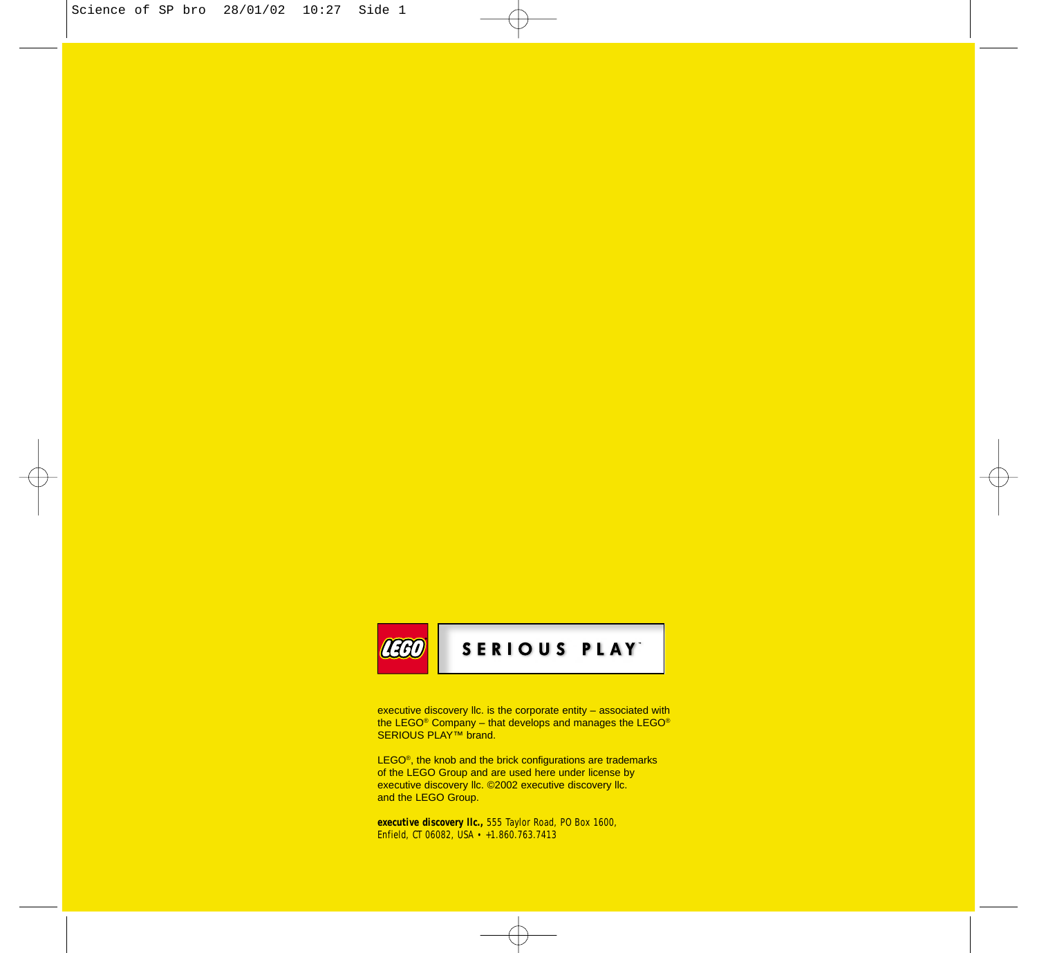LEGO SERIOUS PLAY

executive discovery llc. is the corporate entity – associated with the LEGO® Company – that develops and manages the LEGO® SERIOUS PLAY™ brand.

LEGO®, the knob and the brick configurations are trademarks of the LEGO Group and are used here under license by executive discovery llc. ©2002 executive discovery llc. and the LEGO Group.

**executive discovery llc.,** 555 Taylor Road, PO Box 1600, Enfield, CT 06082, USA • +1.860.763.7413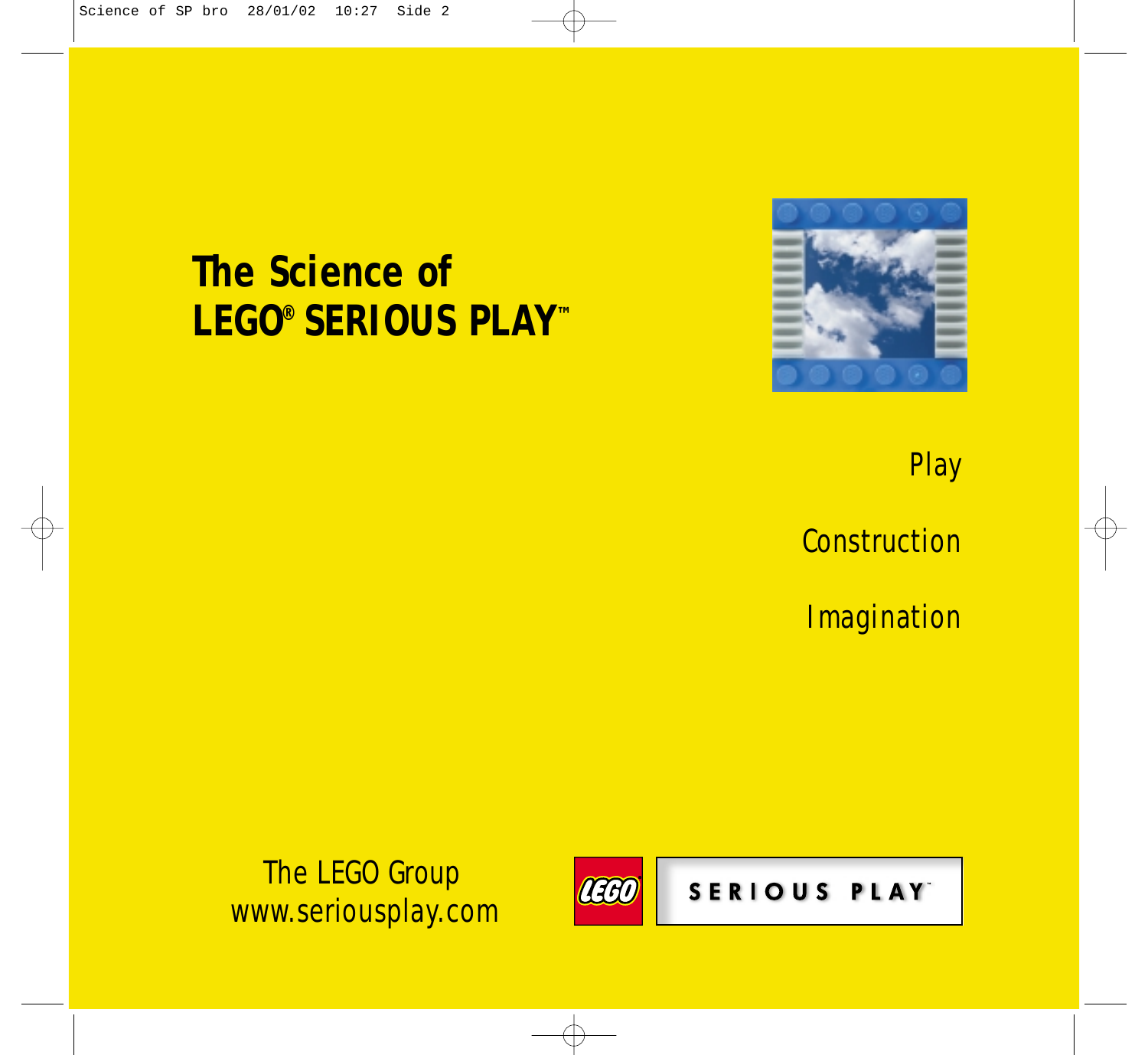# The Science of LEGO® SERIOUS PLAY™

Play

Construction

Imagination

The LEGO Group
www.seriousplay.com

LEGO SERIOUS PLAY™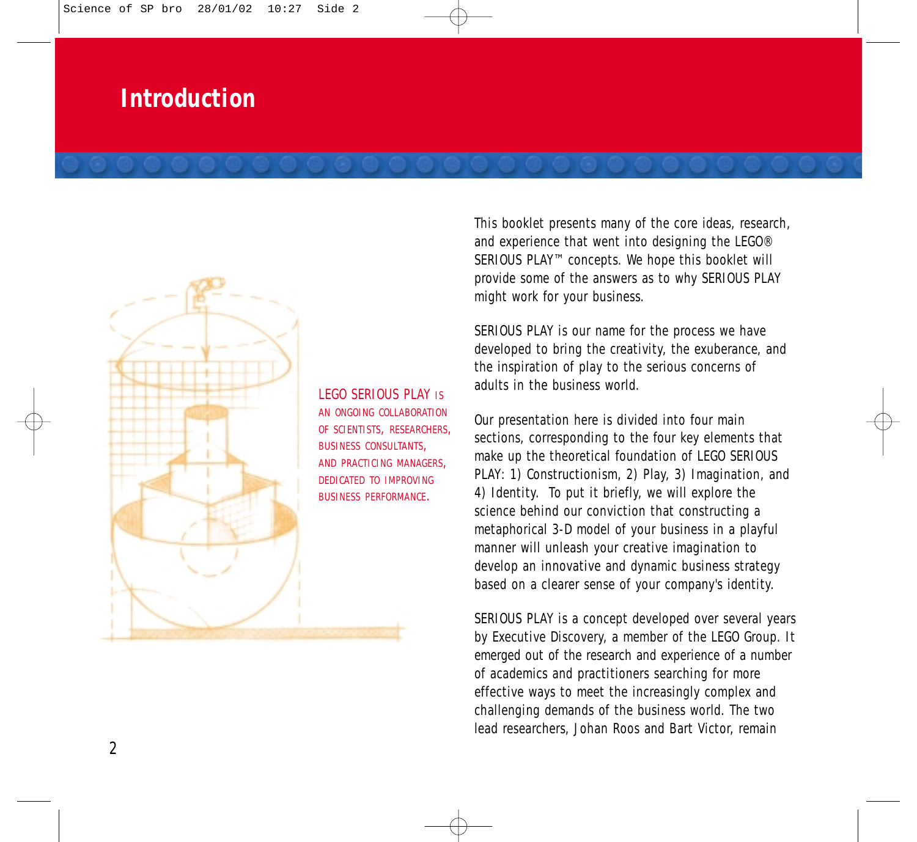# Introduction

LEGO SERIOUS PLAY IS AN ONGOING COLLABORATION OF SCIENTISTS, RESEARCHERS, BUSINESS CONSULTANTS, AND PRACTICING MANAGERS, DEDICATED TO IMPROVING BUSINESS PERFORMANCE.

This booklet presents many of the core ideas, research, and experience that went into designing the LEGO® SERIOUS PLAY™ concepts. We hope this booklet will provide some of the answers as to why SERIOUS PLAY might work for your business.

SERIOUS PLAY is our name for the process we have developed to bring the creativity, the exuberance, and the inspiration of play to the serious concerns of adults in the business world.

Our presentation here is divided into four main sections, corresponding to the four key elements that make up the theoretical foundation of LEGO SERIOUS PLAY: 1) Constructionism, 2) Play, 3) Imagination, and 4) Identity. To put it briefly, we will explore the science behind our conviction that constructing a metaphorical 3-D model of your business in a playful manner will unleash your creative imagination to develop an innovative and dynamic business strategy based on a clearer sense of your company's identity.

SERIOUS PLAY is a concept developed over several years by Executive Discovery, a member of the LEGO Group. It emerged out of the research and experience of a number of academics and practitioners searching for more effective ways to meet the increasingly complex and challenging demands of the business world. The two lead researchers, Johan Roos and Bart Victor, remain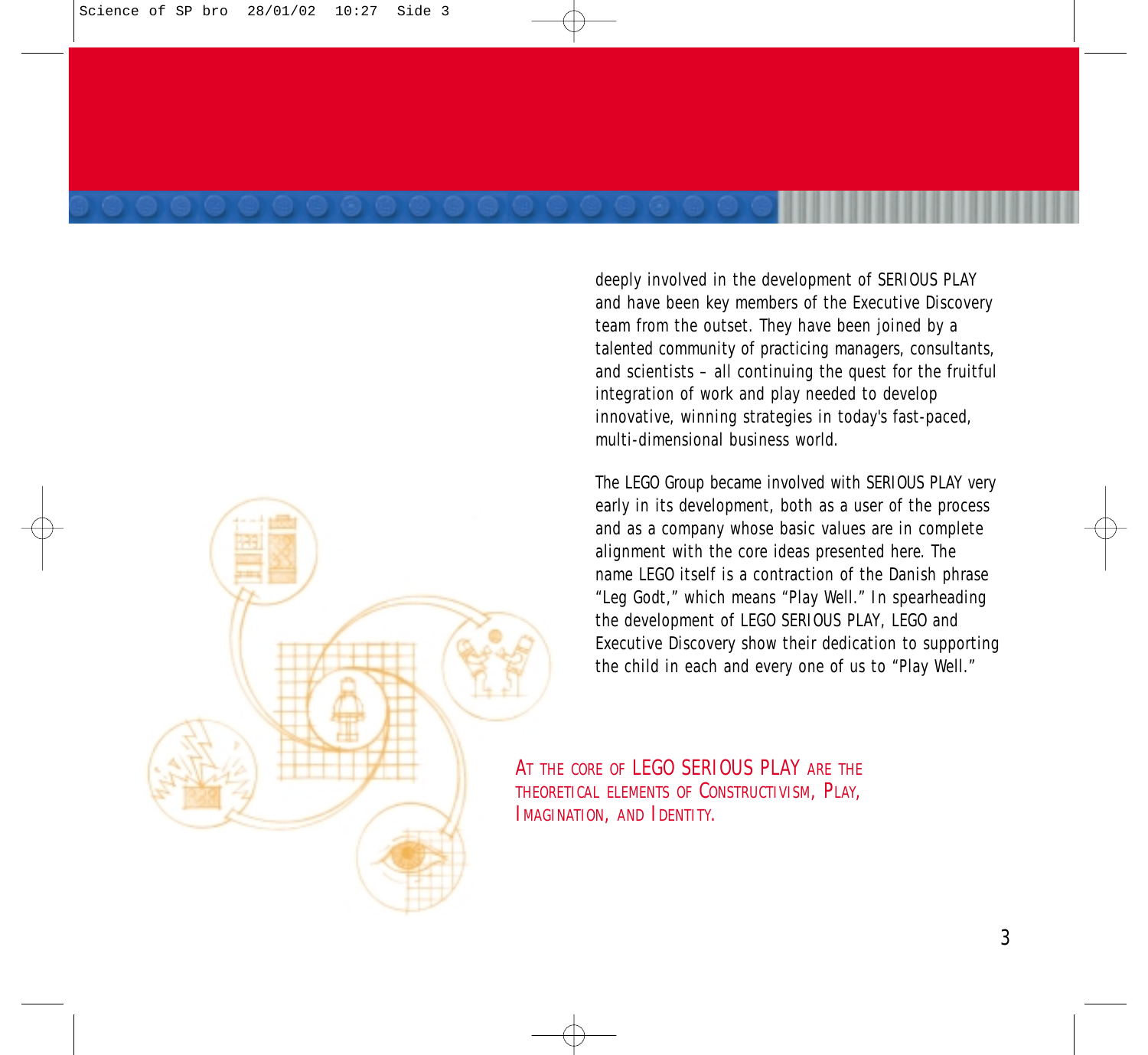deeply involved in the development of SERIOUS PLAY and have been key members of the Executive Discovery team from the outset. They have been joined by a talented community of practicing managers, consultants, and scientists – all continuing the quest for the fruitful integration of work and play needed to develop innovative, winning strategies in today's fast-paced, multi-dimensional business world.

The LEGO Group became involved with SERIOUS PLAY very early in its development, both as a user of the process and as a company whose basic values are in complete alignment with the core ideas presented here. The name LEGO itself is a contraction of the Danish phrase “Leg Godt,” which means “Play Well.” In spearheading the development of LEGO SERIOUS PLAY, LEGO and Executive Discovery show their dedication to supporting the child in each and every one of us to “Play Well.”

AT THE CORE OF LEGO SERIOUS PLAY ARE THE THEORETICAL ELEMENTS OF CONSTRUCTIVISM, PLAY, IMAGINATION, AND IDENTITY.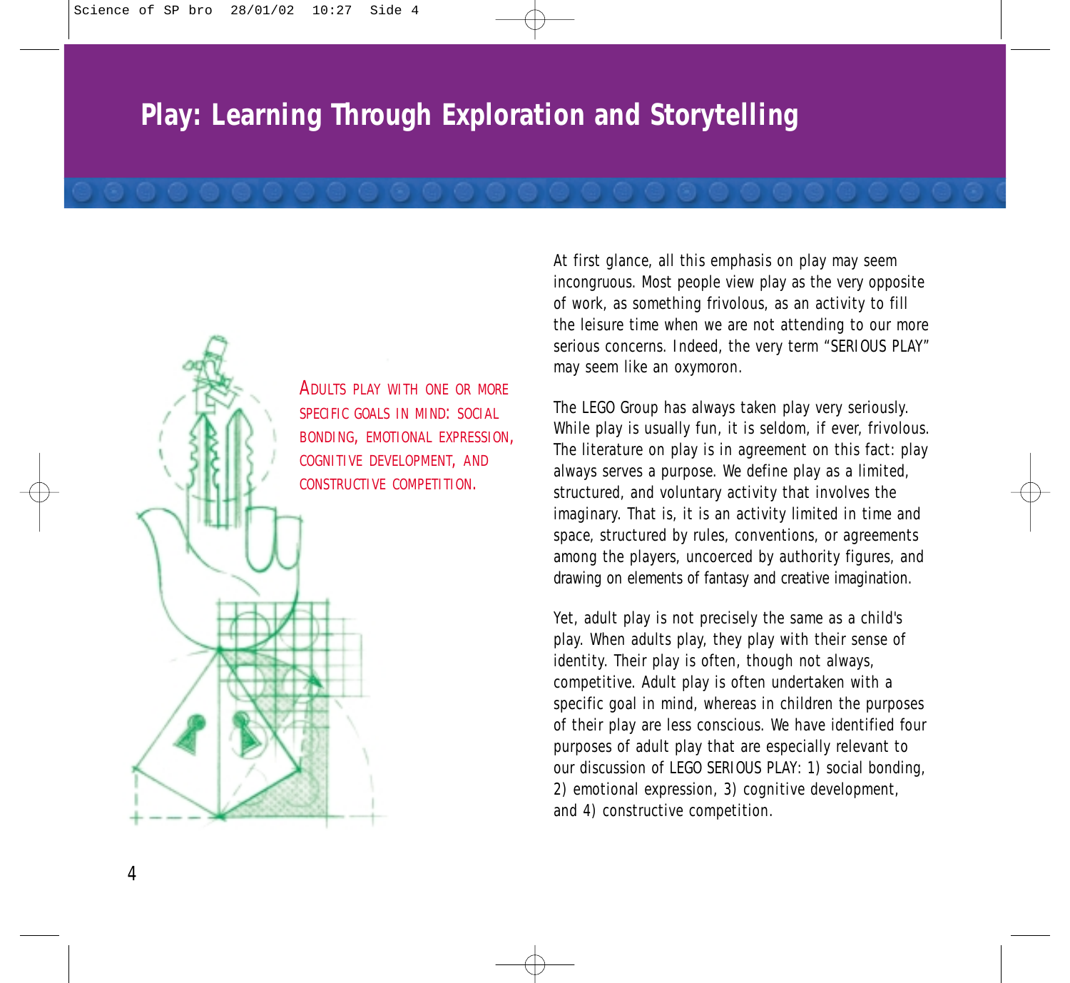# Play: Learning Through Exploration and Storytelling

ADULTS PLAY WITH ONE OR MORE SPECIFIC GOALS IN MIND: SOCIAL BONDING, EMOTIONAL EXPRESSION, COGNITIVE DEVELOPMENT, AND CONSTRUCTIVE COMPETITION.

At first glance, all this emphasis on play may seem incongruous. Most people view play as the very opposite of work, as something frivolous, as an activity to fill the leisure time when we are not attending to our more serious concerns. Indeed, the very term "SERIOUS PLAY" may seem like an oxymoron.

The LEGO Group has always taken play very seriously. While play is usually fun, it is seldom, if ever, frivolous. The literature on play is in agreement on this fact: play always serves a purpose. We define play as a limited, structured, and voluntary activity that involves the imaginary. That is, it is an activity limited in time and space, structured by rules, conventions, or agreements among the players, uncoerced by authority figures, and drawing on elements of fantasy and creative imagination.

Yet, adult play is not precisely the same as a child's play. When adults play, they play with their sense of identity. Their play is often, though not always, competitive. Adult play is often undertaken with a specific goal in mind, whereas in children the purposes of their play are less conscious. We have identified four purposes of adult play that are especially relevant to our discussion of LEGO SERIOUS PLAY: 1) social bonding, 2) emotional expression, 3) cognitive development, and 4) constructive competition.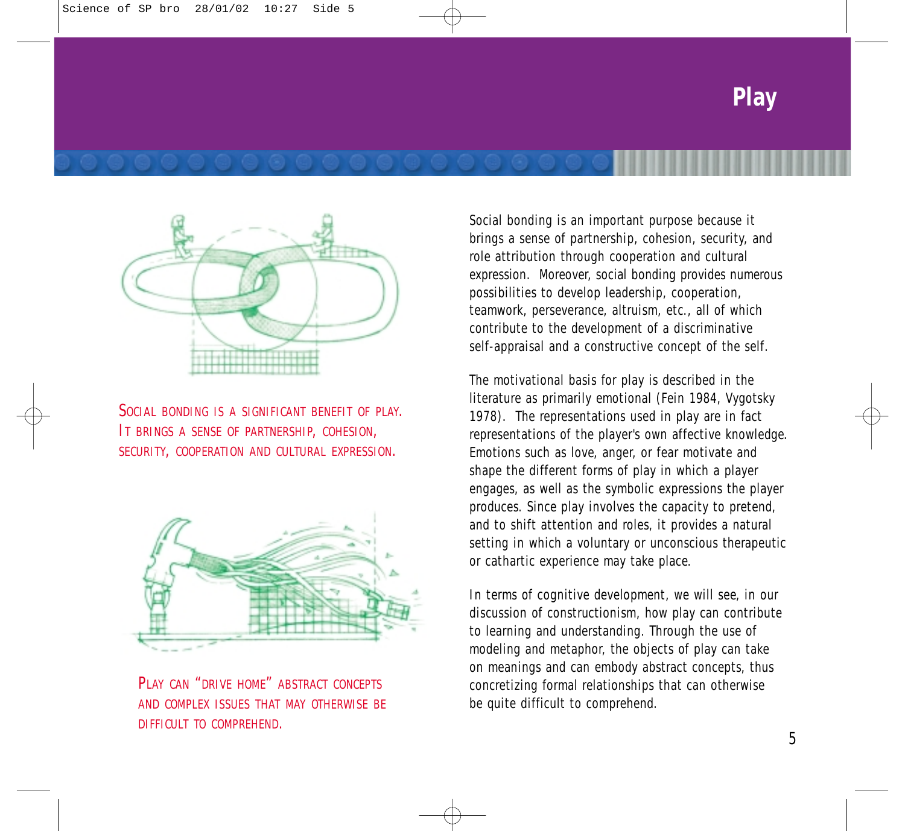# Play

SOCIAL BONDING IS A SIGNIFICANT BENEFIT OF PLAY. IT BRINGS A SENSE OF PARTNERSHIP, COHESION, SECURITY, COOPERATION AND CULTURAL EXPRESSION.

PLAY CAN "DRIVE HOME" ABSTRACT CONCEPTS AND COMPLEX ISSUES THAT MAY OTHERWISE BE DIFFICULT TO COMPREHEND.

Social bonding is an important purpose because it brings a sense of partnership, cohesion, security, and role attribution through cooperation and cultural expression. Moreover, social bonding provides numerous possibilities to develop leadership, cooperation, teamwork, perseverance, altruism, etc., all of which contribute to the development of a discriminative self-appraisal and a constructive concept of the self.

The motivational basis for play is described in the literature as primarily emotional (Fein 1984, Vygotsky 1978). The representations used in play are in fact representations of the player's own affective knowledge. Emotions such as love, anger, or fear motivate and shape the different forms of play in which a player engages, as well as the symbolic expressions the player produces. Since play involves the capacity to pretend, and to shift attention and roles, it provides a natural setting in which a voluntary or unconscious therapeutic or cathartic experience may take place.

In terms of cognitive development, we will see, in our discussion of constructionism, how play can contribute to learning and understanding. Through the use of modeling and metaphor, the objects of play can take on meanings and can embody abstract concepts, thus concretizing formal relationships that can otherwise be quite difficult to comprehend.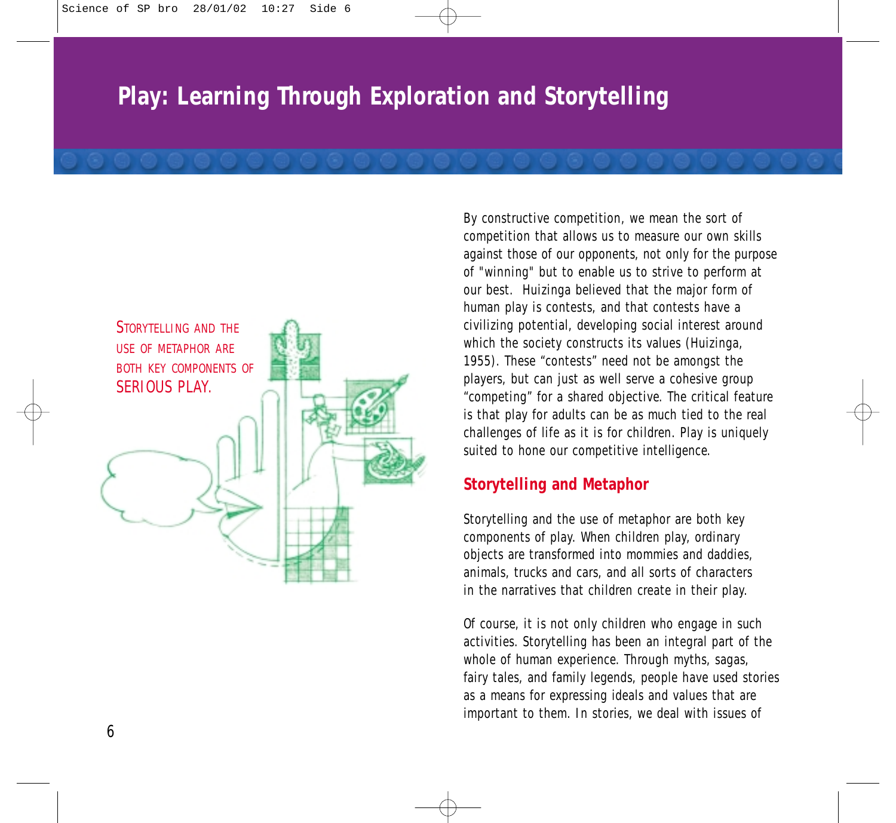# Play: Learning Through Exploration and Storytelling

STORYTELLING AND THE USE OF METAPHOR ARE BOTH KEY COMPONENTS OF SERIOUS PLAY.

By constructive competition, we mean the sort of competition that allows us to measure our own skills against those of our opponents, not only for the purpose of "winning" but to enable us to strive to perform at our best. Huizinga believed that the major form of human play is contests, and that contests have a civilizing potential, developing social interest around which the society constructs its values (Huizinga, 1955). These "contests" need not be amongst the players, but can just as well serve a cohesive group "competing" for a shared objective. The critical feature is that play for adults can be as much tied to the real challenges of life as it is for children. Play is uniquely suited to hone our competitive intelligence.

## Storytelling and Metaphor

Storytelling and the use of metaphor are both key components of play. When children play, ordinary objects are transformed into mommies and daddies, animals, trucks and cars, and all sorts of characters in the narratives that children create in their play.

Of course, it is not only children who engage in such activities. Storytelling has been an integral part of the whole of human experience. Through myths, sagas, fairy tales, and family legends, people have used stories as a means for expressing ideals and values that are important to them. In stories, we deal with issues of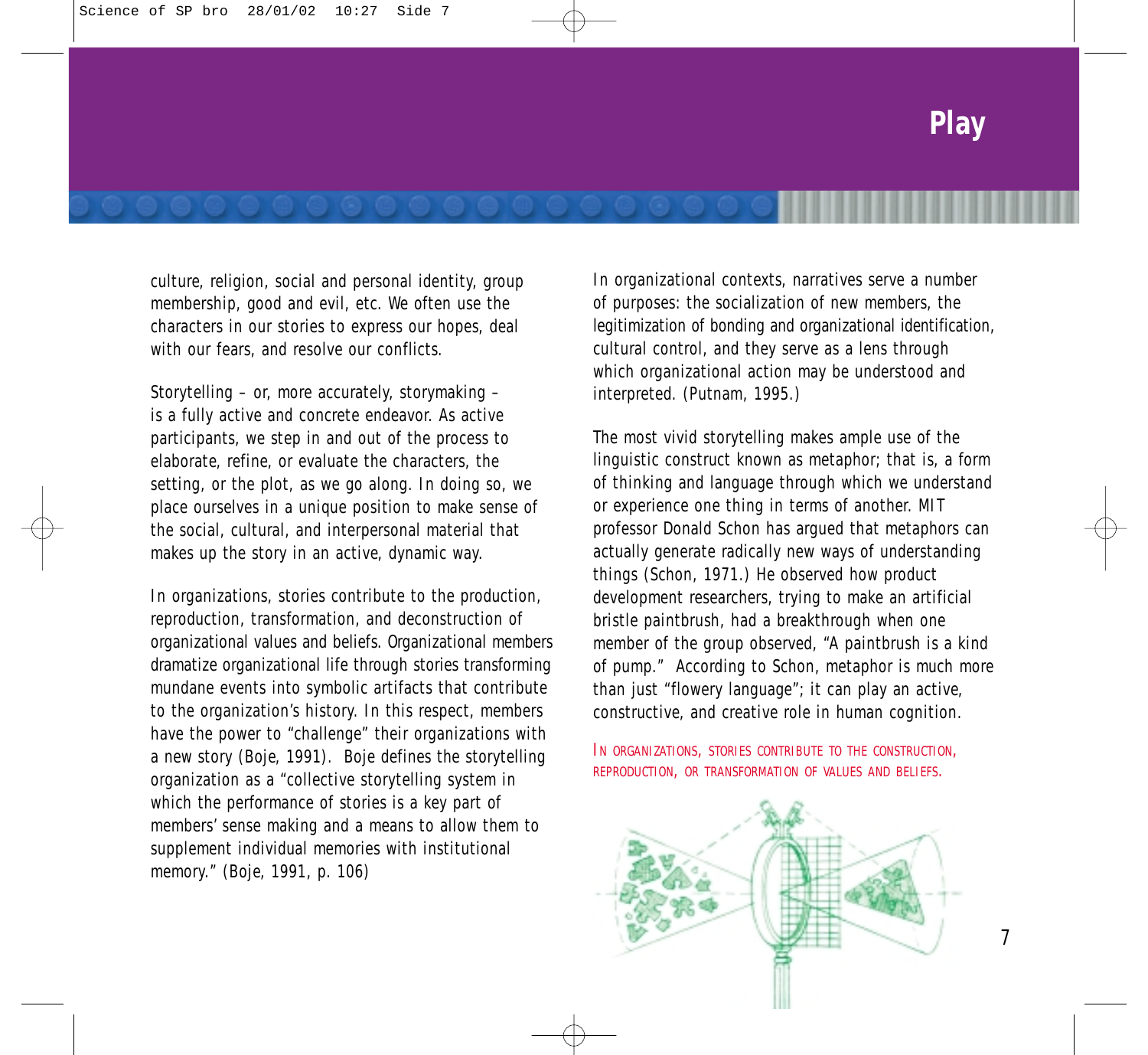## Play

culture, religion, social and personal identity, group membership, good and evil, etc. We often use the characters in our stories to express our hopes, deal with our fears, and resolve our conflicts.

Storytelling – or, more accurately, storymaking – is a fully active and concrete endeavor. As active participants, we step in and out of the process to elaborate, refine, or evaluate the characters, the setting, or the plot, as we go along. In doing so, we place ourselves in a unique position to make sense of the social, cultural, and interpersonal material that makes up the story in an active, dynamic way.

In organizations, stories contribute to the production, reproduction, transformation, and deconstruction of organizational values and beliefs. Organizational members dramatize organizational life through stories transforming mundane events into symbolic artifacts that contribute to the organization's history. In this respect, members have the power to "challenge" their organizations with a new story (Boje, 1991). Boje defines the storytelling organization as a "collective storytelling system in which the performance of stories is a key part of members' sense making and a means to allow them to supplement individual memories with institutional memory." (Boje, 1991, p. 106)

In organizational contexts, narratives serve a number of purposes: the socialization of new members, the legitimization of bonding and organizational identification, cultural control, and they serve as a lens through which organizational action may be understood and interpreted. (Putnam, 1995.)

The most vivid storytelling makes ample use of the linguistic construct known as metaphor; that is, a form of thinking and language through which we understand or experience one thing in terms of another. MIT professor Donald Schon has argued that metaphors can actually generate radically new ways of understanding things (Schon, 1971.) He observed how product development researchers, trying to make an artificial bristle paintbrush, had a breakthrough when one member of the group observed, "A paintbrush is a kind of pump." According to Schon, metaphor is much more than just "flowery language"; it can play an active, constructive, and creative role in human cognition.

IN ORGANIZATIONS, STORIES CONTRIBUTE TO THE CONSTRUCTION, REPRODUCTION, OR TRANSFORMATION OF VALUES AND BELIEFS.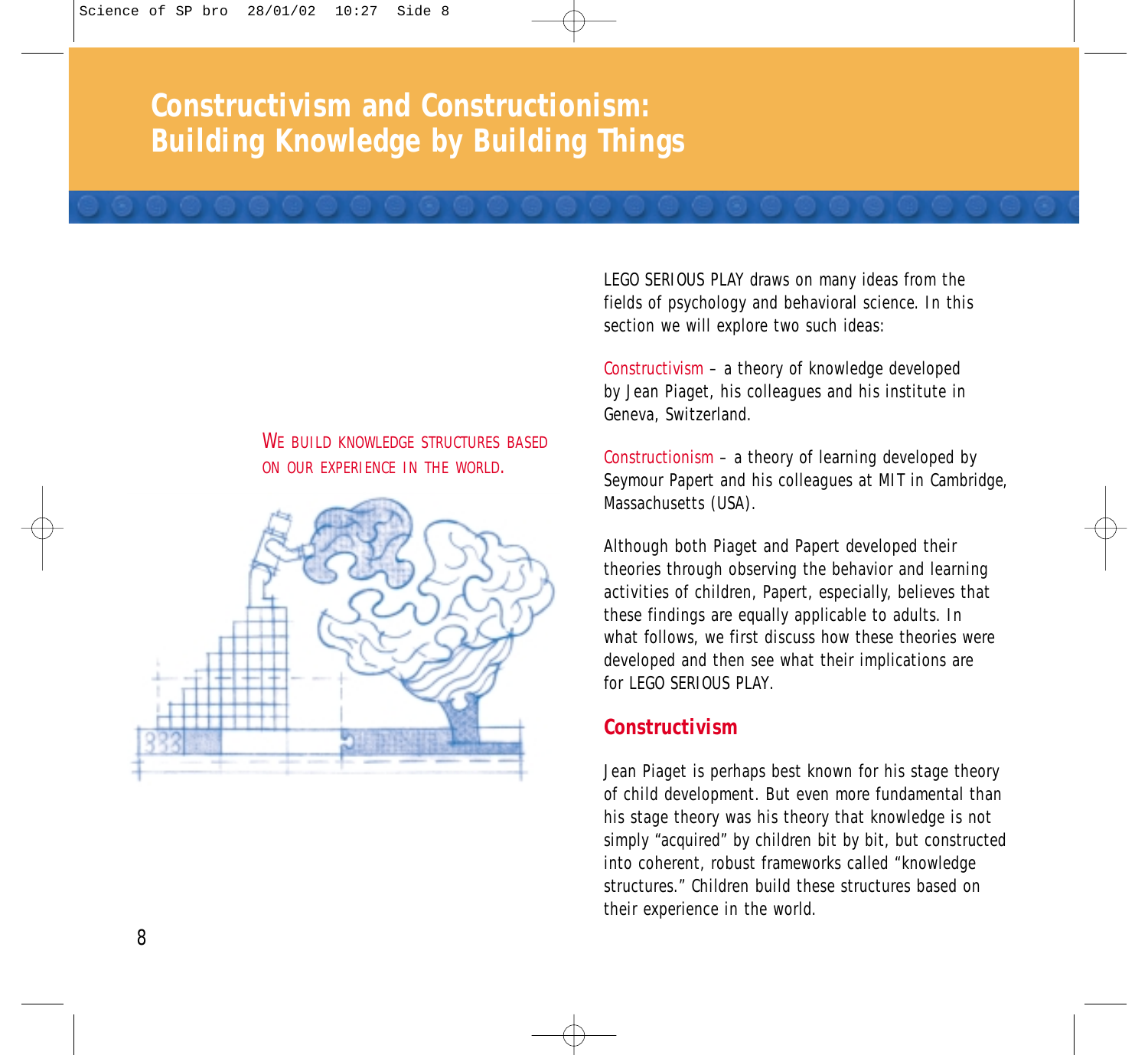# Constructivism and Constructionism: Building Knowledge by Building Things

WE BUILD KNOWLEDGE STRUCTURES BASED ON OUR EXPERIENCE IN THE WORLD.

LEGO SERIOUS PLAY draws on many ideas from the fields of psychology and behavioral science. In this section we will explore two such ideas:

Constructivism – a theory of knowledge developed by Jean Piaget, his colleagues and his institute in Geneva, Switzerland.

Constructionism – a theory of learning developed by Seymour Papert and his colleagues at MIT in Cambridge, Massachusetts (USA).

Although both Piaget and Papert developed their theories through observing the behavior and learning activities of children, Papert, especially, believes that these findings are equally applicable to adults. In what follows, we first discuss how these theories were developed and then see what their implications are for LEGO SERIOUS PLAY.

## Constructivism

Jean Piaget is perhaps best known for his stage theory of child development. But even more fundamental than his stage theory was his theory that knowledge is not simply "acquired" by children bit by bit, but constructed into coherent, robust frameworks called "knowledge structures." Children build these structures based on their experience in the world.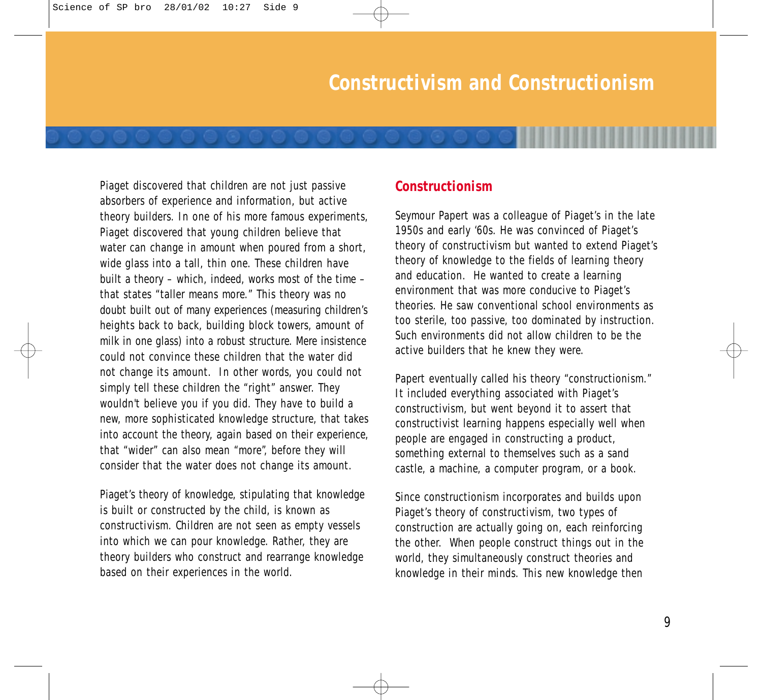# Constructivism and Constructionism

Piaget discovered that children are not just passive absorbers of experience and information, but active theory builders. In one of his more famous experiments, Piaget discovered that young children believe that water can change in amount when poured from a short, wide glass into a tall, thin one. These children have built a theory – which, indeed, works most of the time – that states "taller means more." This theory was no doubt built out of many experiences (measuring children's heights back to back, building block towers, amount of milk in one glass) into a robust structure. Mere insistence could not convince these children that the water did not change its amount. In other words, you could not simply tell these children the "right" answer. They wouldn't believe you if you did. They have to build a new, more sophisticated knowledge structure, that takes into account the theory, again based on their experience, that "wider" can also mean "more", before they will consider that the water does not change its amount.

Piaget's theory of knowledge, stipulating that knowledge is built or constructed by the child, is known as constructivism. Children are not seen as empty vessels into which we can pour knowledge. Rather, they are theory builders who construct and rearrange knowledge based on their experiences in the world.

## Constructionism

Seymour Papert was a colleague of Piaget's in the late 1950s and early '60s. He was convinced of Piaget's theory of constructivism but wanted to extend Piaget's theory of knowledge to the fields of learning theory and education. He wanted to create a learning environment that was more conducive to Piaget's theories. He saw conventional school environments as too sterile, too passive, too dominated by instruction. Such environments did not allow children to be the active builders that he knew they were.

Papert eventually called his theory "constructionism." It included everything associated with Piaget's constructivism, but went beyond it to assert that constructivist learning happens especially well when people are engaged in constructing a product, something external to themselves such as a sand castle, a machine, a computer program, or a book.

Since constructionism incorporates and builds upon Piaget's theory of constructivism, two types of construction are actually going on, each reinforcing the other. When people construct things out in the world, they simultaneously construct theories and knowledge in their minds. This new knowledge then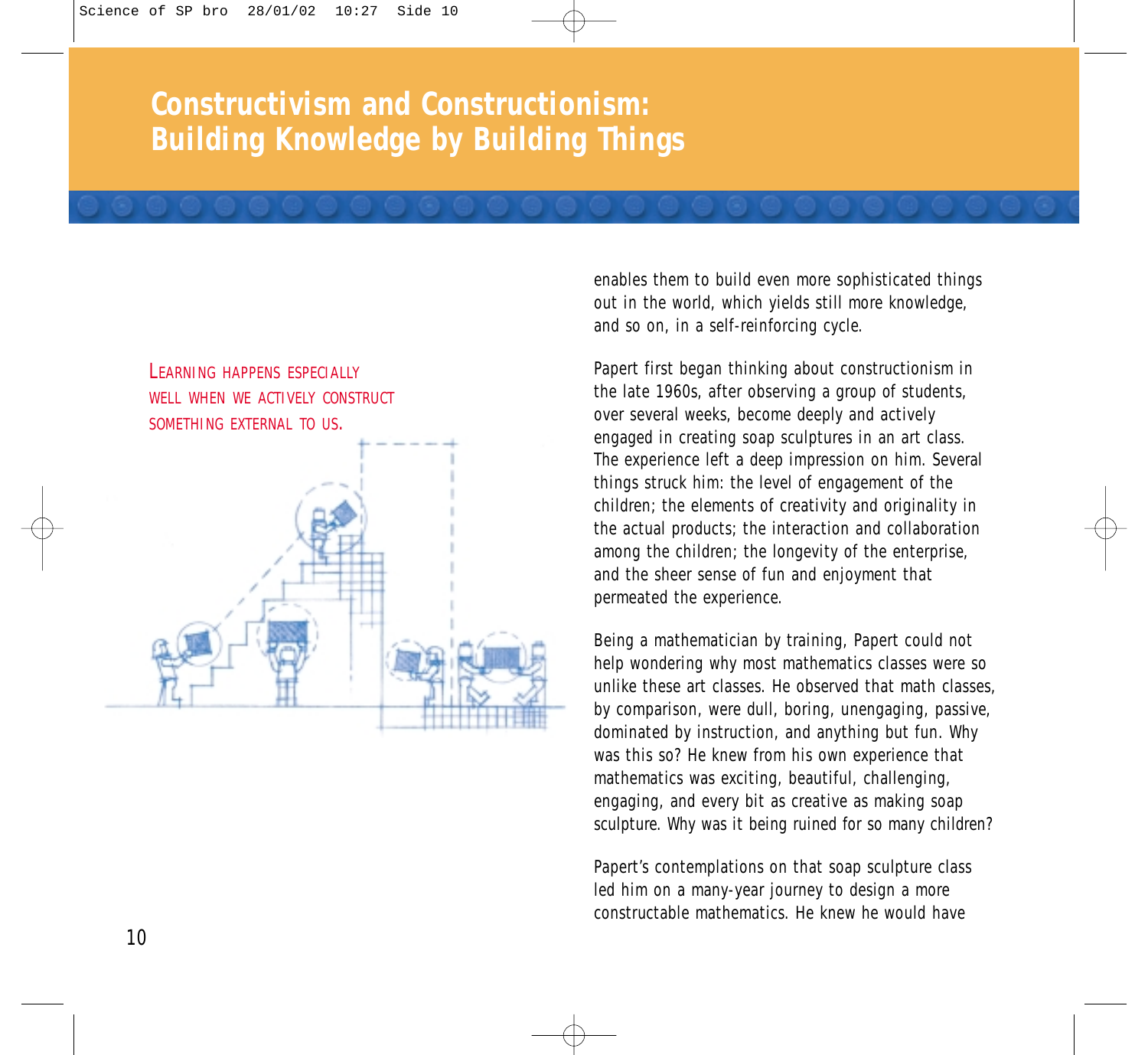# Constructivism and Constructionism: Building Knowledge by Building Things

LEARNING HAPPENS ESPECIALLY WELL WHEN WE ACTIVELY CONSTRUCT SOMETHING EXTERNAL TO US.

enables them to build even more sophisticated things out in the world, which yields still more knowledge, and so on, in a self-reinforcing cycle.

Papert first began thinking about constructionism in the late 1960s, after observing a group of students, over several weeks, become deeply and actively engaged in creating soap sculptures in an art class. The experience left a deep impression on him. Several things struck him: the level of engagement of the children; the elements of creativity and originality in the actual products; the interaction and collaboration among the children; the longevity of the enterprise, and the sheer sense of fun and enjoyment that permeated the experience.

Being a mathematician by training, Papert could not help wondering why most mathematics classes were so unlike these art classes. He observed that math classes, by comparison, were dull, boring, unengaging, passive, dominated by instruction, and anything but fun. Why was this so? He knew from his own experience that mathematics was exciting, beautiful, challenging, engaging, and every bit as creative as making soap sculpture. Why was it being ruined for so many children?

Papert's contemplations on that soap sculpture class led him on a many-year journey to design a more constructable mathematics. He knew he would have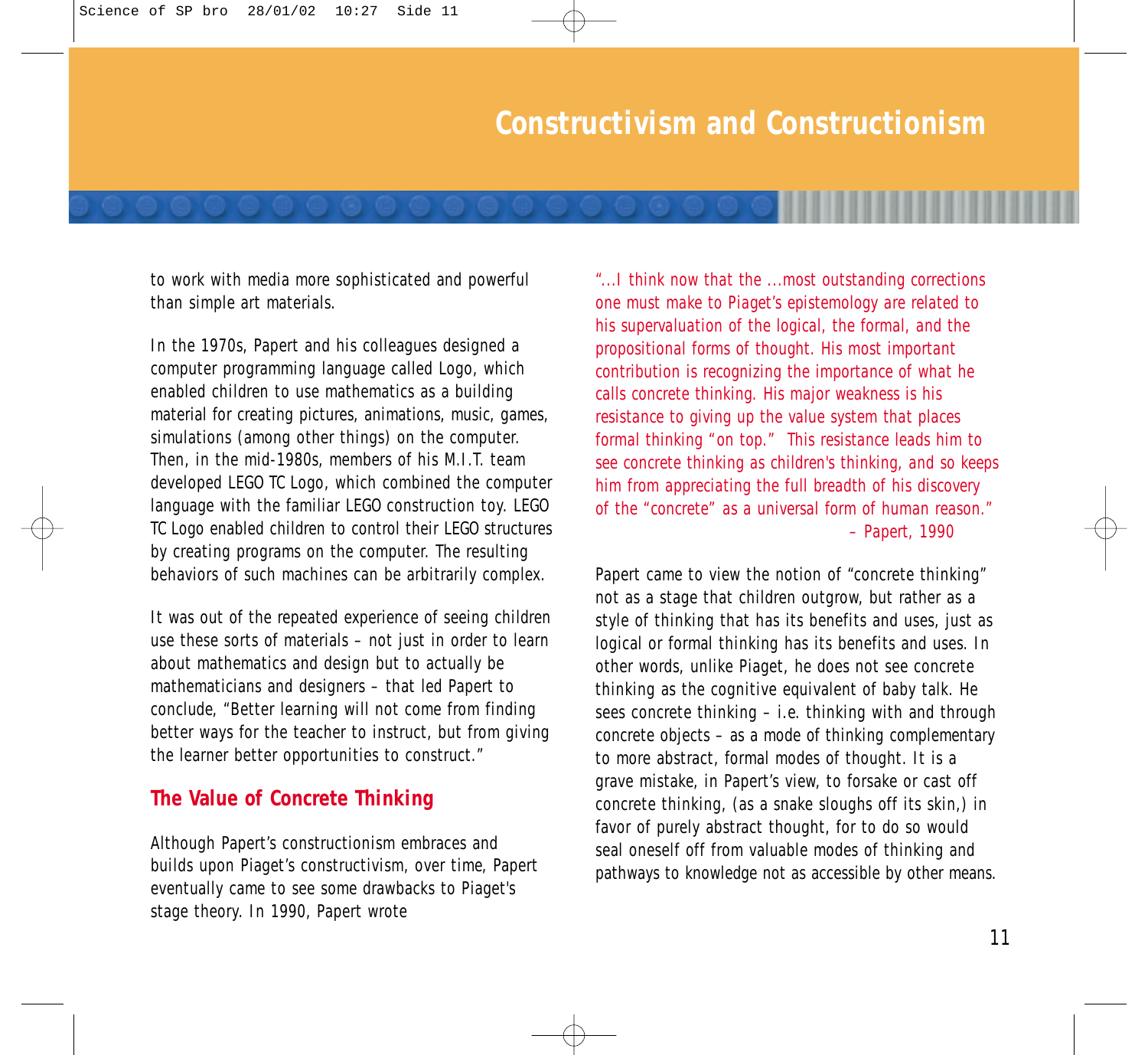## Constructivism and Constructionism

to work with media more sophisticated and powerful than simple art materials.

In the 1970s, Papert and his colleagues designed a computer programming language called Logo, which enabled children to use mathematics as a building material for creating pictures, animations, music, games, simulations (among other things) on the computer. Then, in the mid-1980s, members of his M.I.T. team developed LEGO TC Logo, which combined the computer language with the familiar LEGO construction toy. LEGO TC Logo enabled children to control their LEGO structures by creating programs on the computer. The resulting behaviors of such machines can be arbitrarily complex.

It was out of the repeated experience of seeing children use these sorts of materials – not just in order to learn about mathematics and design but to actually be mathematicians and designers – that led Papert to conclude, "Better learning will not come from finding better ways for the teacher to instruct, but from giving the learner better opportunities to construct."

### The Value of Concrete Thinking

Although Papert's constructionism embraces and builds upon Piaget's constructivism, over time, Papert eventually came to see some drawbacks to Piaget's stage theory. In 1990, Papert wrote

"...I think now that the ...most outstanding corrections one must make to Piaget's epistemology are related to his supervaluation of the logical, the formal, and the propositional forms of thought. His most important contribution is recognizing the importance of what he calls concrete thinking. His major weakness is his resistance to giving up the value system that places formal thinking "on top." This resistance leads him to see concrete thinking as children's thinking, and so keeps him from appreciating the full breadth of his discovery of the "concrete" as a universal form of human reason."
– Papert, 1990

Papert came to view the notion of "concrete thinking" not as a stage that children outgrow, but rather as a style of thinking that has its benefits and uses, just as logical or formal thinking has its benefits and uses. In other words, unlike Piaget, he does not see concrete thinking as the cognitive equivalent of baby talk. He sees concrete thinking – i.e. thinking with and through concrete objects – as a mode of thinking complementary to more abstract, formal modes of thought. It is a grave mistake, in Papert's view, to forsake or cast off concrete thinking, (as a snake sloughs off its skin,) in favor of purely abstract thought, for to do so would seal oneself off from valuable modes of thinking and pathways to knowledge not as accessible by other means.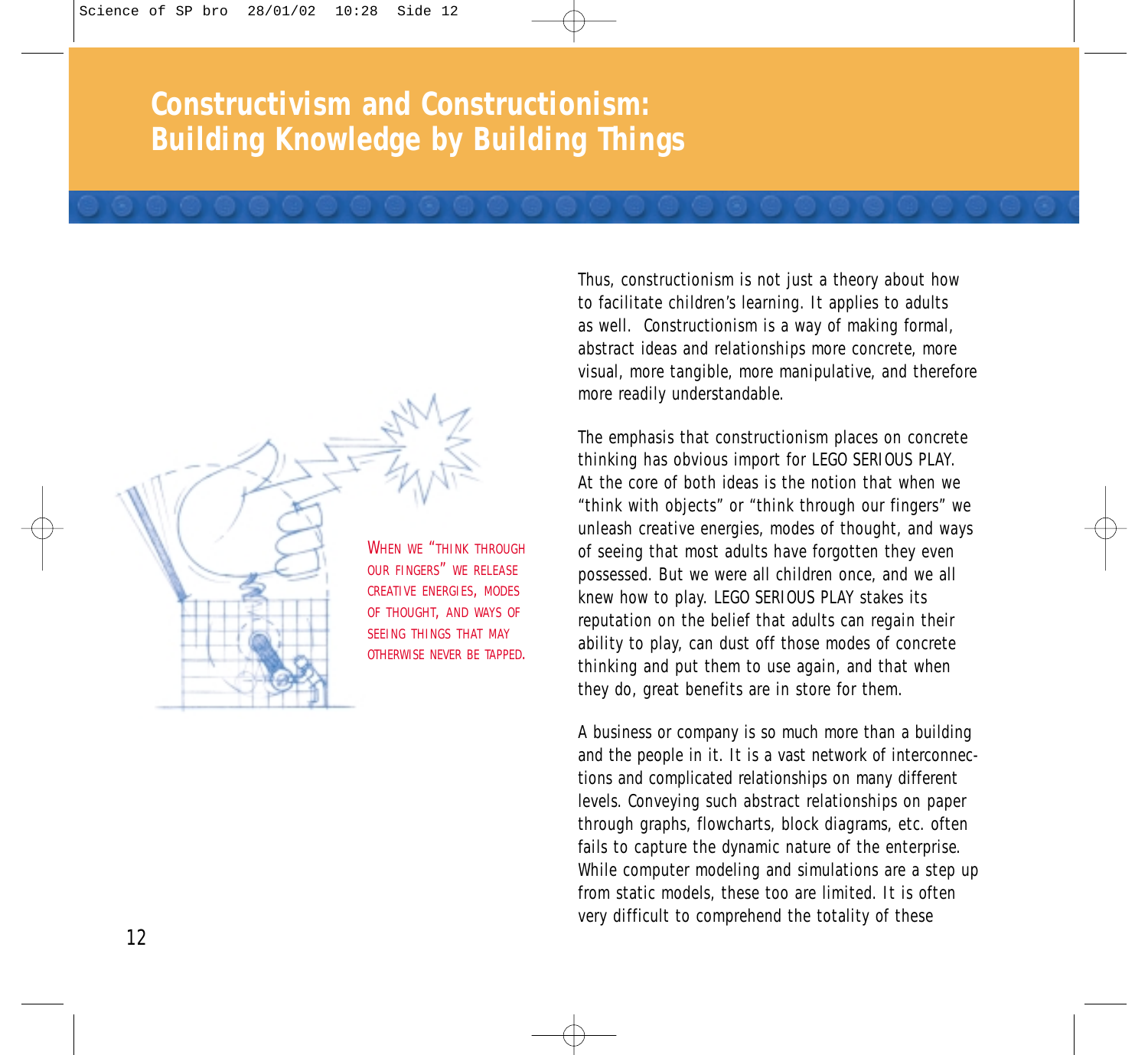# Constructivism and Constructionism: Building Knowledge by Building Things

WHEN WE "THINK THROUGH OUR FINGERS" WE RELEASE CREATIVE ENERGIES, MODES OF THOUGHT, AND WAYS OF SEEING THINGS THAT MAY OTHERWISE NEVER BE TAPPED.

Thus, constructionism is not just a theory about how to facilitate children's learning. It applies to adults as well. Constructionism is a way of making formal, abstract ideas and relationships more concrete, more visual, more tangible, more manipulative, and therefore more readily understandable.

The emphasis that constructionism places on concrete thinking has obvious import for LEGO SERIOUS PLAY. At the core of both ideas is the notion that when we "think with objects" or "think through our fingers" we unleash creative energies, modes of thought, and ways of seeing that most adults have forgotten they even possessed. But we were all children once, and we all knew how to play. LEGO SERIOUS PLAY stakes its reputation on the belief that adults can regain their ability to play, can dust off those modes of concrete thinking and put them to use again, and that when they do, great benefits are in store for them.

A business or company is so much more than a building and the people in it. It is a vast network of interconnections and complicated relationships on many different levels. Conveying such abstract relationships on paper through graphs, flowcharts, block diagrams, etc. often fails to capture the dynamic nature of the enterprise. While computer modeling and simulations are a step up from static models, these too are limited. It is often very difficult to comprehend the totality of these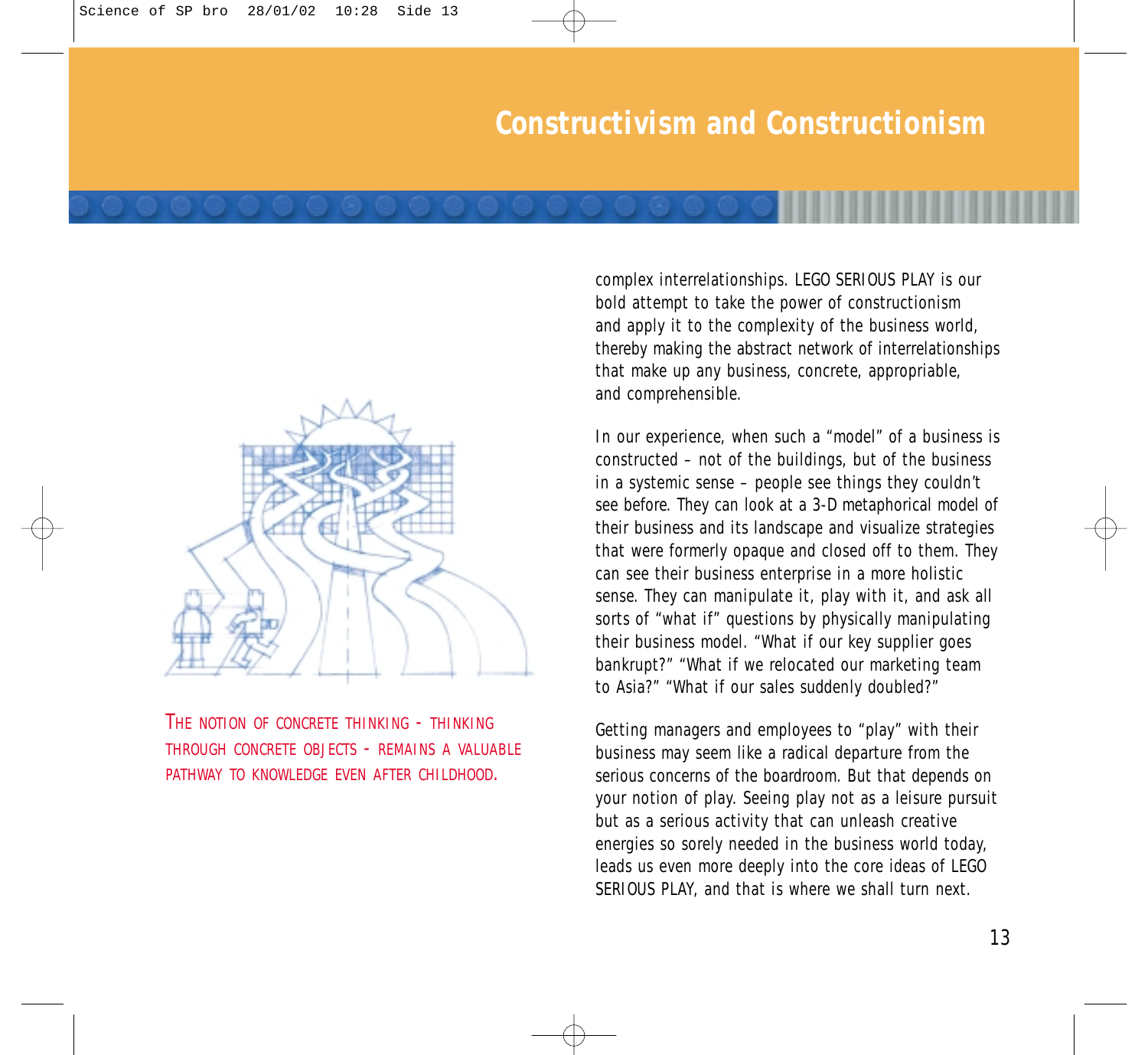# Constructivism and Constructionism

THE NOTION OF CONCRETE THINKING - THINKING THROUGH CONCRETE OBJECTS - REMAINS A VALUABLE PATHWAY TO KNOWLEDGE EVEN AFTER CHILDHOOD.

complex interrelationships. LEGO SERIOUS PLAY is our bold attempt to take the power of constructionism and apply it to the complexity of the business world, thereby making the abstract network of interrelationships that make up any business, concrete, appropriable, and comprehensible.

In our experience, when such a "model" of a business is constructed – not of the buildings, but of the business in a systemic sense – people see things they couldn't see before. They can look at a 3-D metaphorical model of their business and its landscape and visualize strategies that were formerly opaque and closed off to them. They can see their business enterprise in a more holistic sense. They can manipulate it, play with it, and ask all sorts of "what if" questions by physically manipulating their business model. "What if our key supplier goes bankrupt?" "What if we relocated our marketing team to Asia?" "What if our sales suddenly doubled?"

Getting managers and employees to "play" with their business may seem like a radical departure from the serious concerns of the boardroom. But that depends on your notion of play. Seeing play not as a leisure pursuit but as a serious activity that can unleash creative energies so sorely needed in the business world today, leads us even more deeply into the core ideas of LEGO SERIOUS PLAY, and that is where we shall turn next.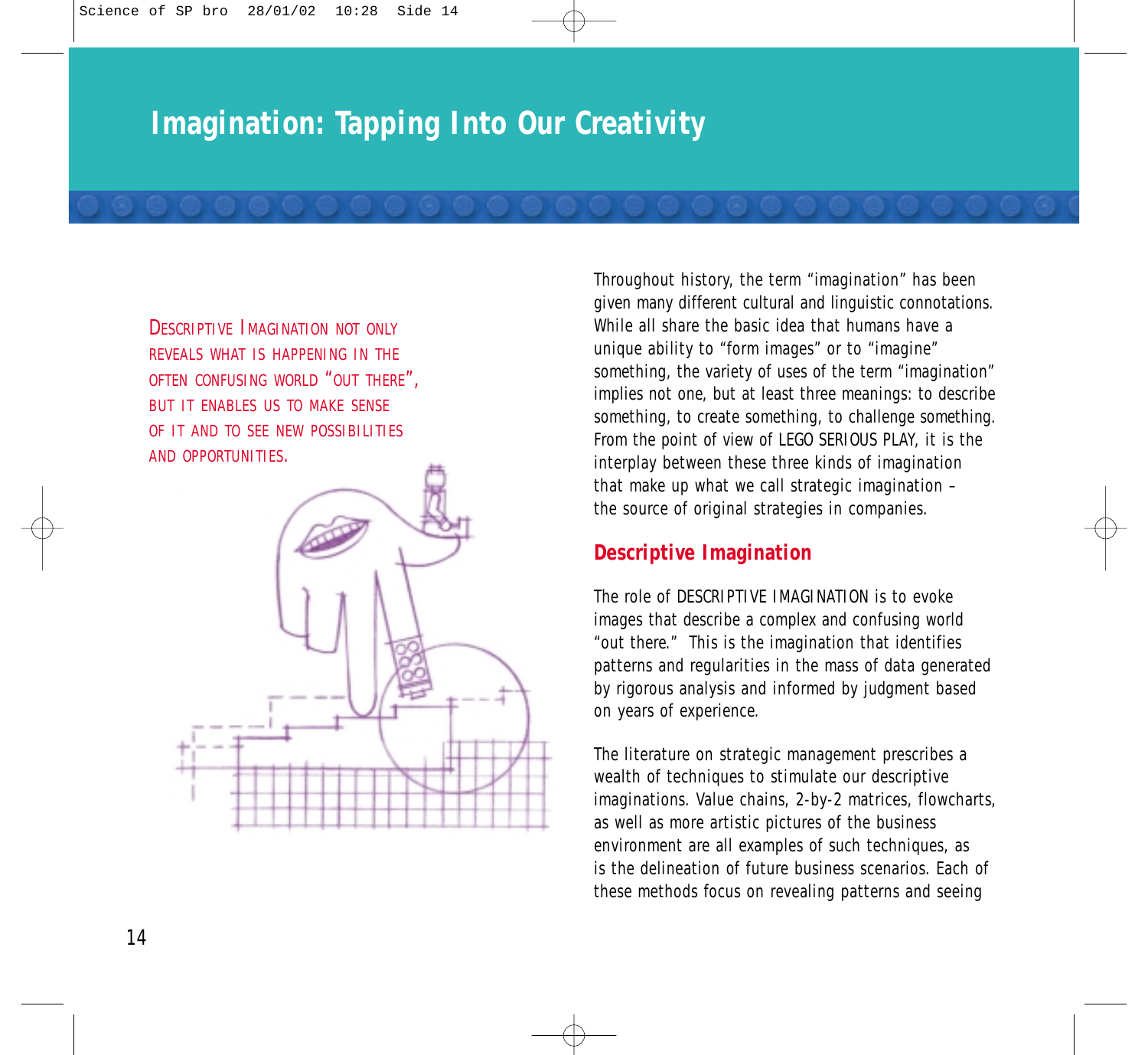# Imagination: Tapping Into Our Creativity

DESCRIPTIVE IMAGINATION NOT ONLY REVEALS WHAT IS HAPPENING IN THE OFTEN CONFUSING WORLD "OUT THERE", BUT IT ENABLES US TO MAKE SENSE OF IT AND TO SEE NEW POSSIBILITIES AND OPPORTUNITIES.

Throughout history, the term "imagination" has been given many different cultural and linguistic connotations. While all share the basic idea that humans have a unique ability to "form images" or to "imagine" something, the variety of uses of the term "imagination" implies not one, but at least three meanings: to describe something, to create something, to challenge something. From the point of view of LEGO SERIOUS PLAY, it is the interplay between these three kinds of imagination that make up what we call strategic imagination – the source of original strategies in companies.

## Descriptive Imagination

The role of DESCRIPTIVE IMAGINATION is to evoke images that describe a complex and confusing world "out there." This is the imagination that identifies patterns and regularities in the mass of data generated by rigorous analysis and informed by judgment based on years of experience.

The literature on strategic management prescribes a wealth of techniques to stimulate our descriptive imaginations. Value chains, 2-by-2 matrices, flowcharts, as well as more artistic pictures of the business environment are all examples of such techniques, as is the delineation of future business scenarios. Each of these methods focus on revealing patterns and seeing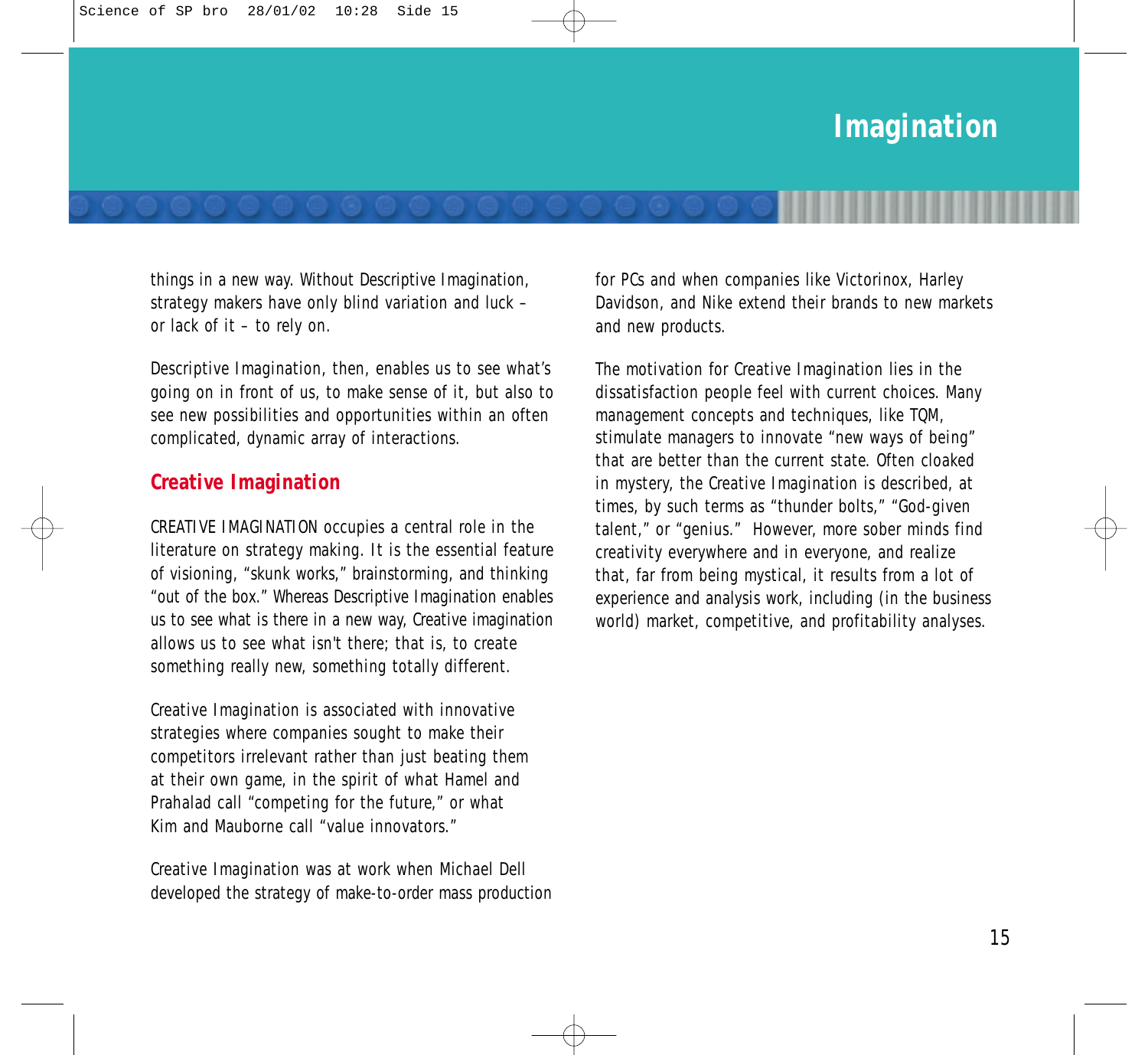things in a new way. Without Descriptive Imagination, strategy makers have only blind variation and luck – or lack of it – to rely on.

Descriptive Imagination, then, enables us to see what's going on in front of us, to make sense of it, but also to see new possibilities and opportunities within an often complicated, dynamic array of interactions.

## Creative Imagination

CREATIVE IMAGINATION occupies a central role in the literature on strategy making. It is the essential feature of visioning, "skunk works," brainstorming, and thinking "out of the box." Whereas Descriptive Imagination enables us to see what is there in a new way, Creative imagination allows us to see what isn't there; that is, to create something really new, something totally different.

Creative Imagination is associated with innovative strategies where companies sought to make their competitors irrelevant rather than just beating them at their own game, in the spirit of what Hamel and Prahalad call "competing for the future," or what Kim and Mauborne call "value innovators."

Creative Imagination was at work when Michael Dell developed the strategy of make-to-order mass production for PCs and when companies like Victorinox, Harley Davidson, and Nike extend their brands to new markets and new products.

The motivation for Creative Imagination lies in the dissatisfaction people feel with current choices. Many management concepts and techniques, like TQM, stimulate managers to innovate "new ways of being" that are better than the current state. Often cloaked in mystery, the Creative Imagination is described, at times, by such terms as "thunder bolts," "God-given talent," or "genius." However, more sober minds find creativity everywhere and in everyone, and realize that, far from being mystical, it results from a lot of experience and analysis work, including (in the business world) market, competitive, and profitability analyses.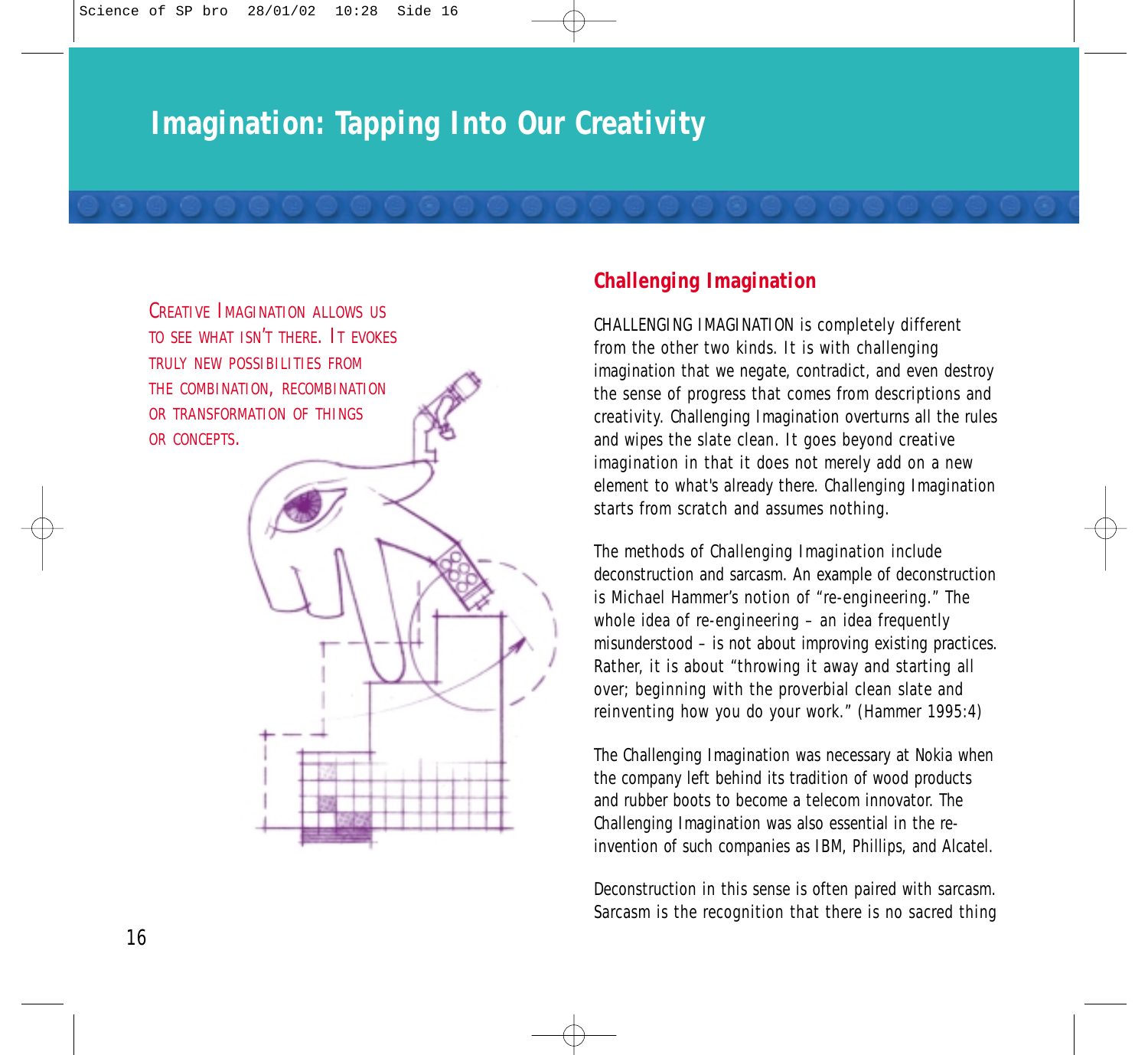# Imagination: Tapping Into Our Creativity

Creative Imagination allows us to see what isn't there. It evokes truly new possibilities from the combination, recombination or transformation of things or concepts.

## Challenging Imagination

CHALLENGING IMAGINATION is completely different from the other two kinds. It is with challenging imagination that we negate, contradict, and even destroy the sense of progress that comes from descriptions and creativity. Challenging Imagination overturns all the rules and wipes the slate clean. It goes beyond creative imagination in that it does not merely add on a new element to what's already there. Challenging Imagination starts from scratch and assumes nothing.

The methods of Challenging Imagination include deconstruction and sarcasm. An example of deconstruction is Michael Hammer's notion of "re-engineering." The whole idea of re-engineering – an idea frequently misunderstood – is not about improving existing practices. Rather, it is about "throwing it away and starting all over; beginning with the proverbial clean slate and reinventing how you do your work." (Hammer 1995:4)

The Challenging Imagination was necessary at Nokia when the company left behind its tradition of wood products and rubber boots to become a telecom innovator. The Challenging Imagination was also essential in the re-invention of such companies as IBM, Phillips, and Alcatel.

Deconstruction in this sense is often paired with sarcasm. Sarcasm is the recognition that there is no sacred thing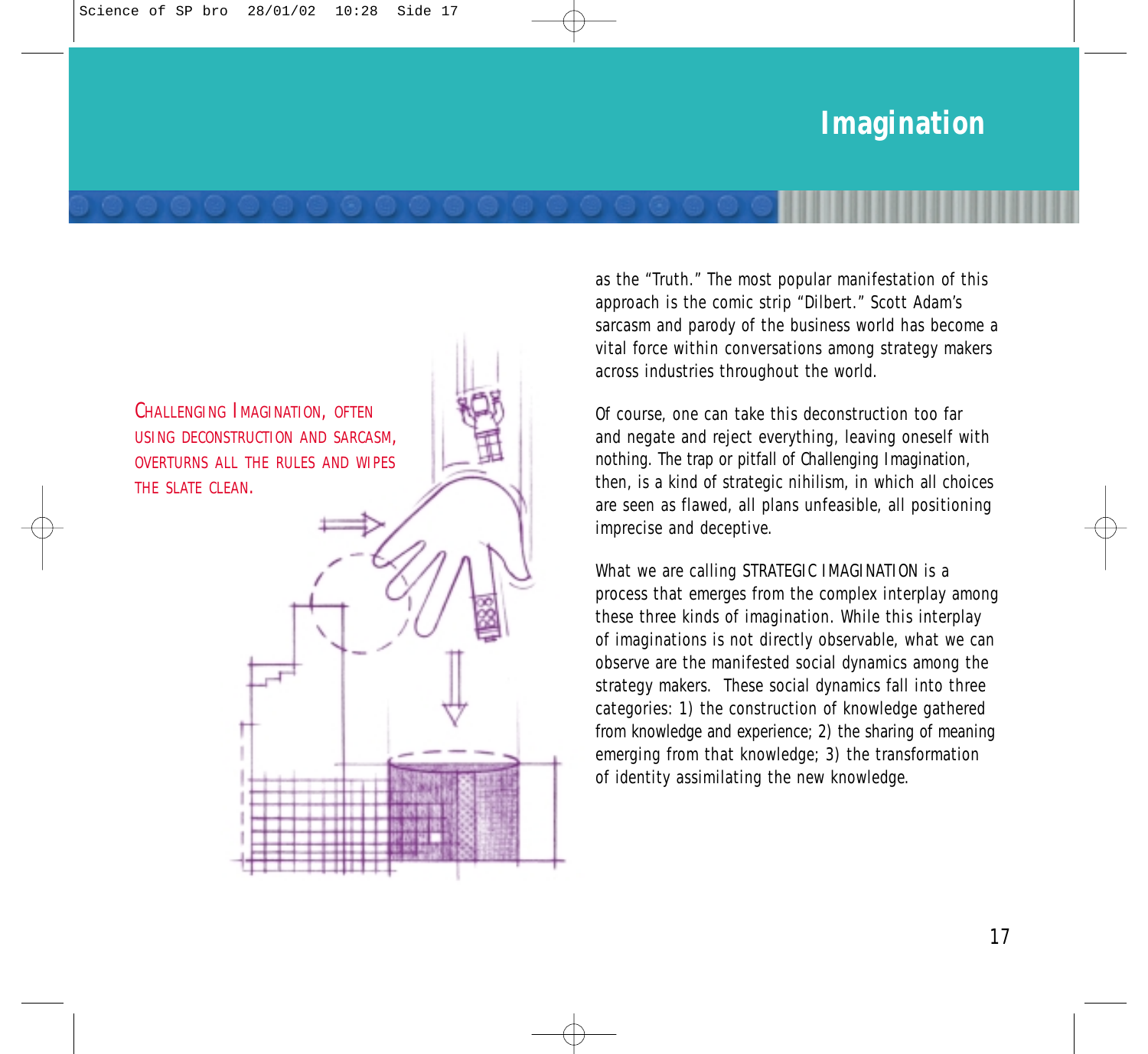## Imagination

CHALLENGING IMAGINATION, OFTEN USING DECONSTRUCTION AND SARCASM, OVERTURNS ALL THE RULES AND WIPES THE SLATE CLEAN.

as the “Truth.” The most popular manifestation of this approach is the comic strip “Dilbert.” Scott Adam’s sarcasm and parody of the business world has become a vital force within conversations among strategy makers across industries throughout the world.

Of course, one can take this deconstruction too far and negate and reject everything, leaving oneself with nothing. The trap or pitfall of Challenging Imagination, then, is a kind of strategic nihilism, in which all choices are seen as flawed, all plans unfeasible, all positioning imprecise and deceptive.

What we are calling STRATEGIC IMAGINATION is a process that emerges from the complex interplay among these three kinds of imagination. While this interplay of imaginations is not directly observable, what we can observe are the manifested social dynamics among the strategy makers. These social dynamics fall into three categories: 1) the construction of knowledge gathered from knowledge and experience; 2) the sharing of meaning emerging from that knowledge; 3) the transformation of identity assimilating the new knowledge.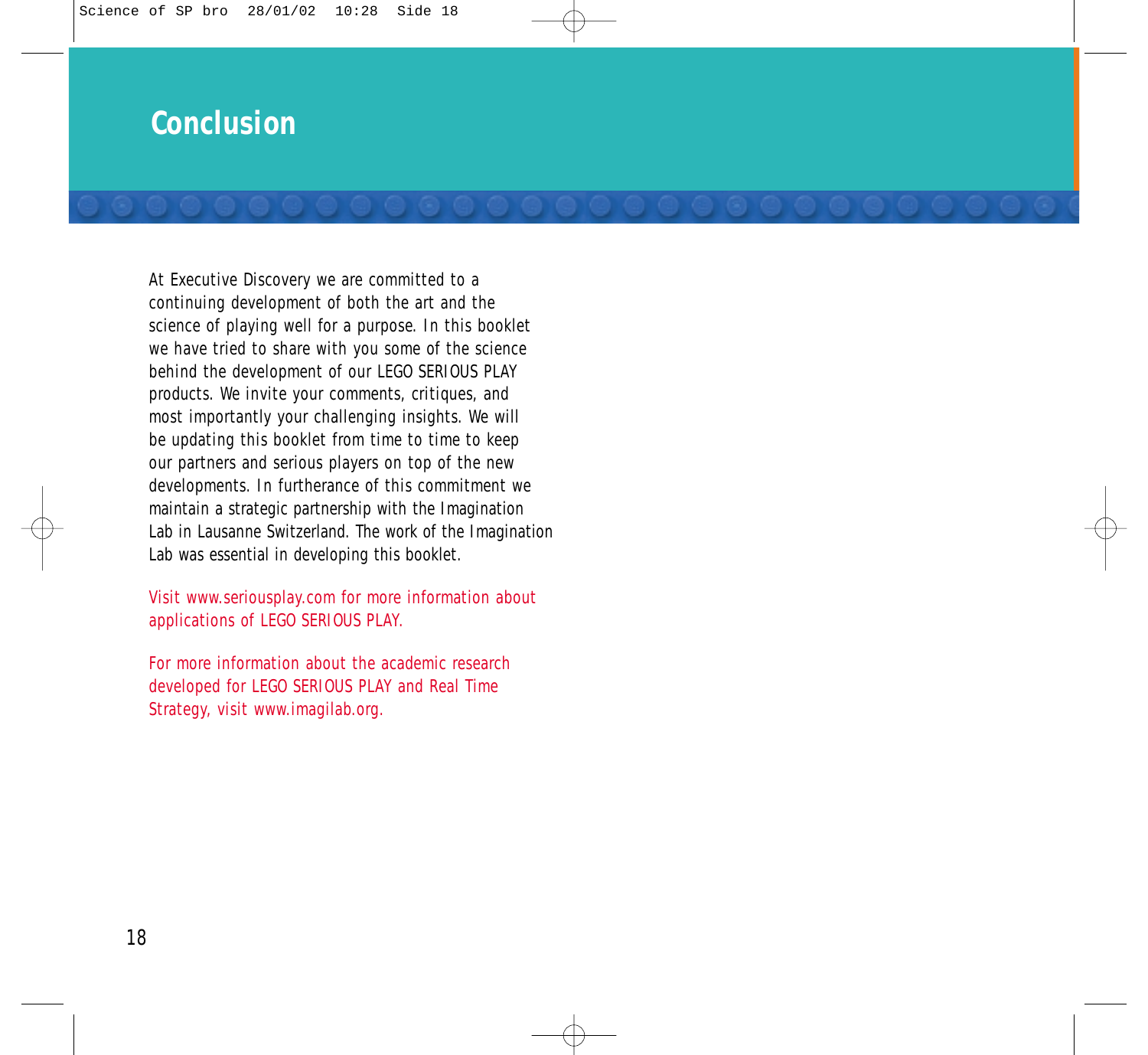# Conclusion

At Executive Discovery we are committed to a continuing development of both the art and the science of playing well for a purpose. In this booklet we have tried to share with you some of the science behind the development of our LEGO SERIOUS PLAY products. We invite your comments, critiques, and most importantly your challenging insights. We will be updating this booklet from time to time to keep our partners and serious players on top of the new developments. In furtherance of this commitment we maintain a strategic partnership with the Imagination Lab in Lausanne Switzerland. The work of the Imagination Lab was essential in developing this booklet.

Visit www.seriousplay.com for more information about applications of LEGO SERIOUS PLAY.

For more information about the academic research developed for LEGO SERIOUS PLAY and Real Time Strategy, visit www.imagilab.org.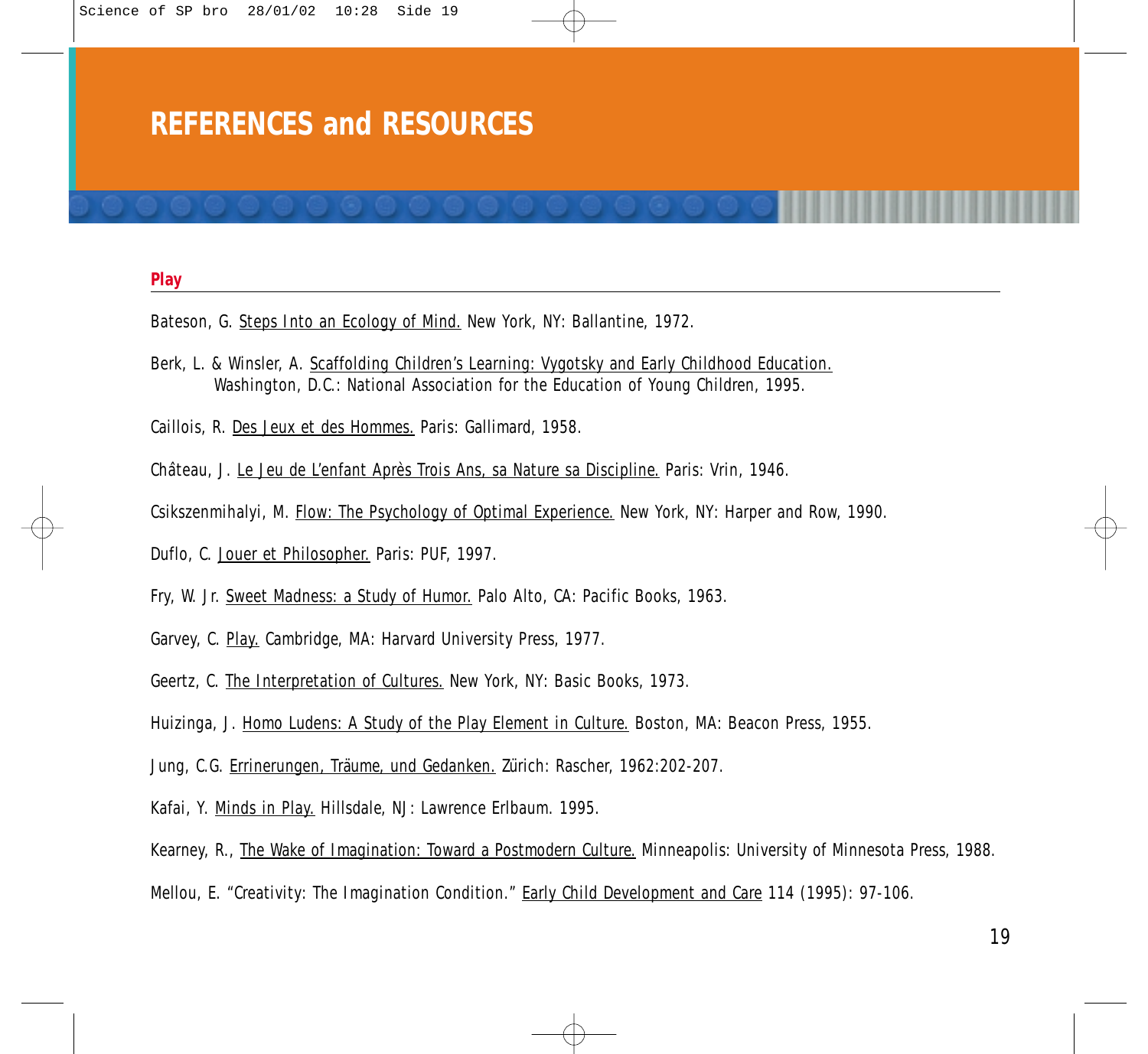# REFERENCES and RESOURCES

## Play

Bateson, G. Steps Into an Ecology of Mind. New York, NY: Ballantine, 1972.

Berk, L. & Winsler, A. Scaffolding Children's Learning: Vygotsky and Early Childhood Education. Washington, D.C.: National Association for the Education of Young Children, 1995.

Caillois, R. Des Jeux et des Hommes. Paris: Gallimard, 1958.

Château, J. Le Jeu de L'enfant Après Trois Ans, sa Nature sa Discipline. Paris: Vrin, 1946.

Csikszenmihalyi, M. Flow: The Psychology of Optimal Experience. New York, NY: Harper and Row, 1990.

Duflo, C. Jouer et Philosopher. Paris: PUF, 1997.

Fry, W. Jr. Sweet Madness: a Study of Humor. Palo Alto, CA: Pacific Books, 1963.

Garvey, C. Play. Cambridge, MA: Harvard University Press, 1977.

Geertz, C. The Interpretation of Cultures. New York, NY: Basic Books, 1973.

Huizinga, J. Homo Ludens: A Study of the Play Element in Culture. Boston, MA: Beacon Press, 1955.

Jung, C.G. Errinerungen, Träume, und Gedanken. Zürich: Rascher, 1962:202-207.

Kafai, Y. Minds in Play. Hillsdale, NJ: Lawrence Erlbaum. 1995.

Kearney, R., The Wake of Imagination: Toward a Postmodern Culture. Minneapolis: University of Minnesota Press, 1988.

Mellou, E. "Creativity: The Imagination Condition." Early Child Development and Care 114 (1995): 97-106.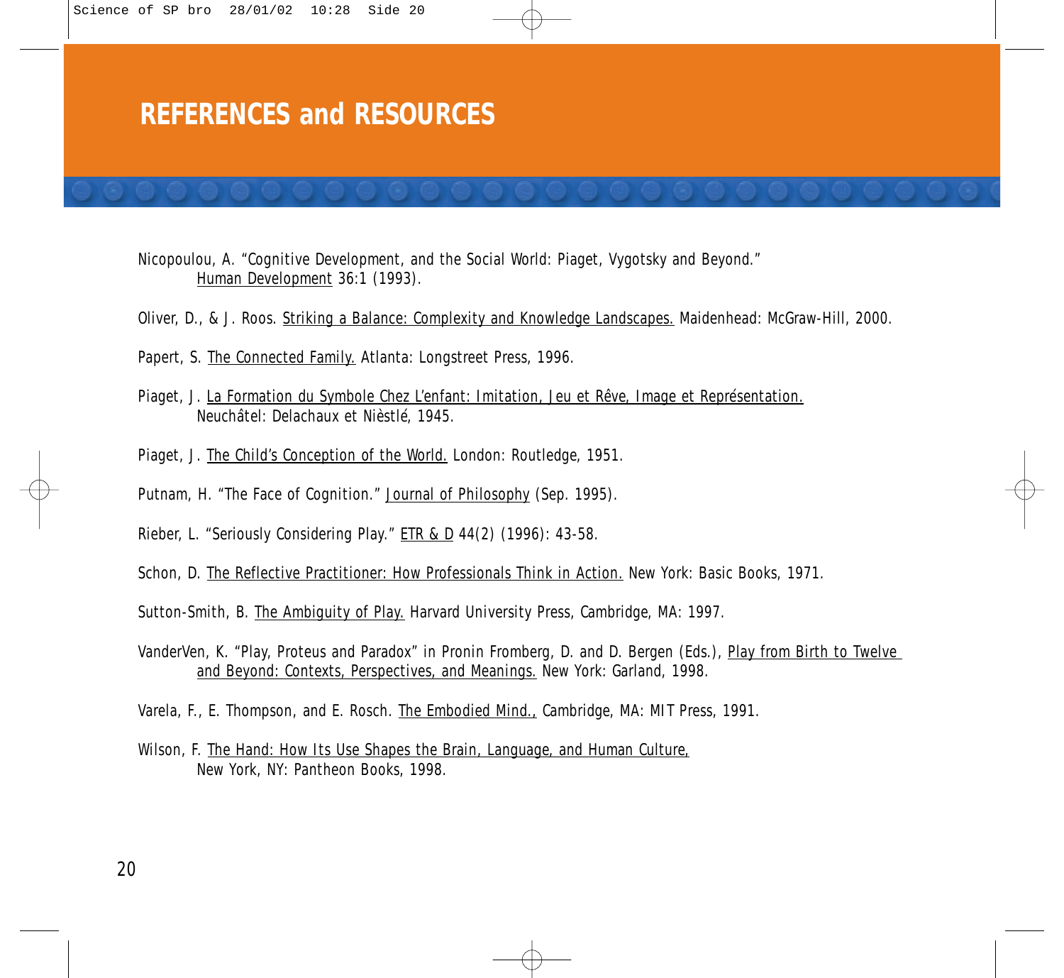## REFERENCES and RESOURCES

Nicopoulou, A. “Cognitive Development, and the Social World: Piaget, Vygotsky and Beyond.” Human Development 36:1 (1993).

Oliver, D., & J. Roos. Striking a Balance: Complexity and Knowledge Landscapes. Maidenhead: McGraw-Hill, 2000.

Papert, S. The Connected Family. Atlanta: Longstreet Press, 1996.

Piaget, J. La Formation du Symbole Chez L’enfant: Imitation, Jeu et Rêve, Image et Représentation. Neuchâtel: Delachaux et Nièstlé, 1945.

Piaget, J. The Child’s Conception of the World. London: Routledge, 1951.

Putnam, H. “The Face of Cognition.” Journal of Philosophy (Sep. 1995).

Rieber, L. “Seriously Considering Play.” ETR & D 44(2) (1996): 43-58.

Schon, D. The Reflective Practitioner: How Professionals Think in Action. New York: Basic Books, 1971.

Sutton-Smith, B. The Ambiguity of Play. Harvard University Press, Cambridge, MA: 1997.

VanderVen, K. “Play, Proteus and Paradox” in Pronin Fromberg, D. and D. Bergen (Eds.), Play from Birth to Twelve and Beyond: Contexts, Perspectives, and Meanings. New York: Garland, 1998.

Varela, F., E. Thompson, and E. Rosch. The Embodied Mind., Cambridge, MA: MIT Press, 1991.

Wilson, F. The Hand: How Its Use Shapes the Brain, Language, and Human Culture, New York, NY: Pantheon Books, 1998.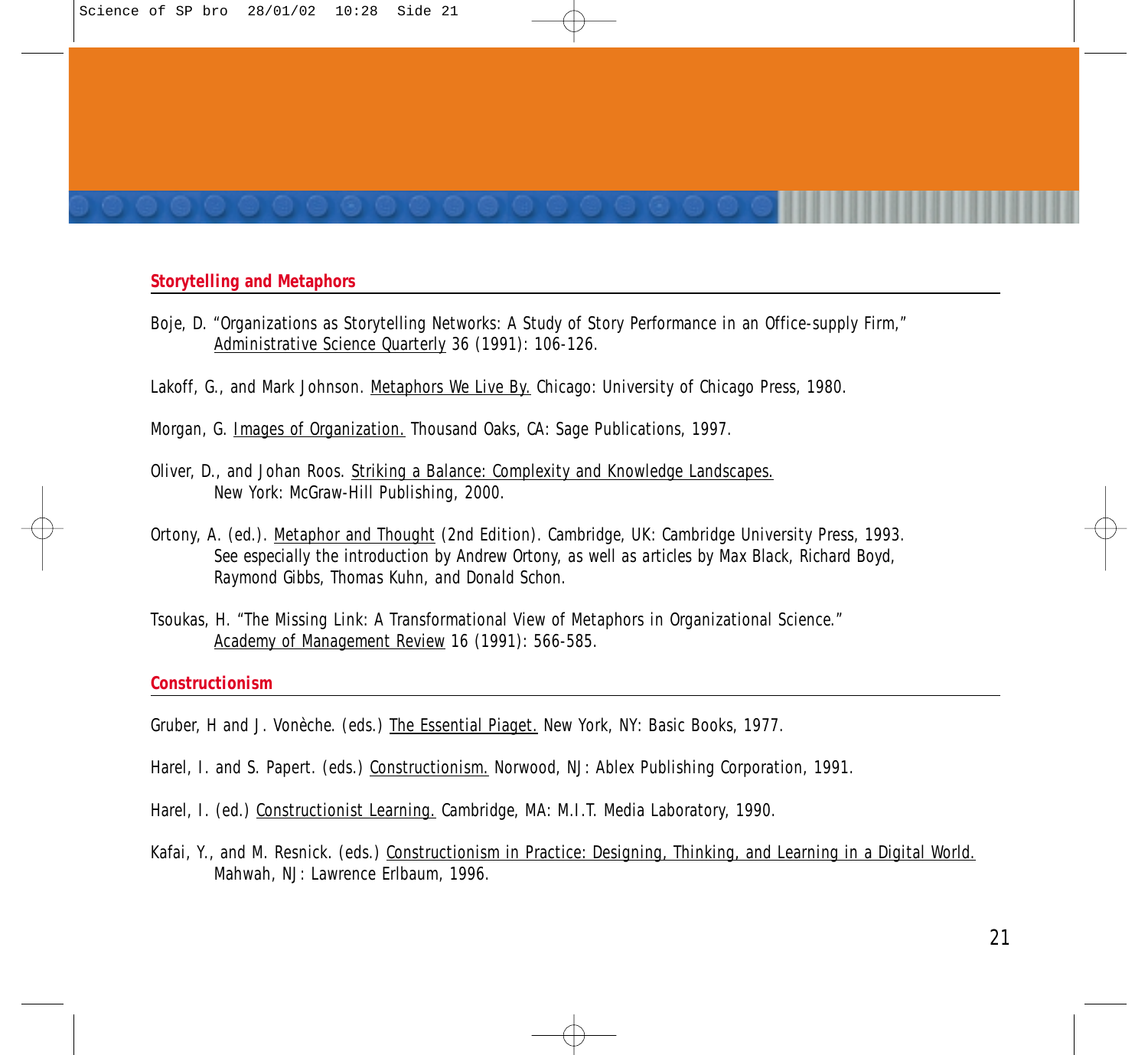## Storytelling and Metaphors

Boje, D. "Organizations as Storytelling Networks: A Study of Story Performance in an Office-supply Firm," Administrative Science Quarterly 36 (1991): 106-126.

Lakoff, G., and Mark Johnson. Metaphors We Live By. Chicago: University of Chicago Press, 1980.

Morgan, G. Images of Organization. Thousand Oaks, CA: Sage Publications, 1997.

Oliver, D., and Johan Roos. Striking a Balance: Complexity and Knowledge Landscapes. New York: McGraw-Hill Publishing, 2000.

Ortony, A. (ed.). Metaphor and Thought (2nd Edition). Cambridge, UK: Cambridge University Press, 1993. See especially the introduction by Andrew Ortony, as well as articles by Max Black, Richard Boyd, Raymond Gibbs, Thomas Kuhn, and Donald Schon.

Tsoukas, H. "The Missing Link: A Transformational View of Metaphors in Organizational Science." Academy of Management Review 16 (1991): 566-585.

## Constructionism

Gruber, H and J. Vonèche. (eds.) The Essential Piaget. New York, NY: Basic Books, 1977.

Harel, I. and S. Papert. (eds.) Constructionism. Norwood, NJ: Ablex Publishing Corporation, 1991.

Harel, I. (ed.) Constructionist Learning. Cambridge, MA: M.I.T. Media Laboratory, 1990.

Kafai, Y., and M. Resnick. (eds.) Constructionism in Practice: Designing, Thinking, and Learning in a Digital World. Mahwah, NJ: Lawrence Erlbaum, 1996.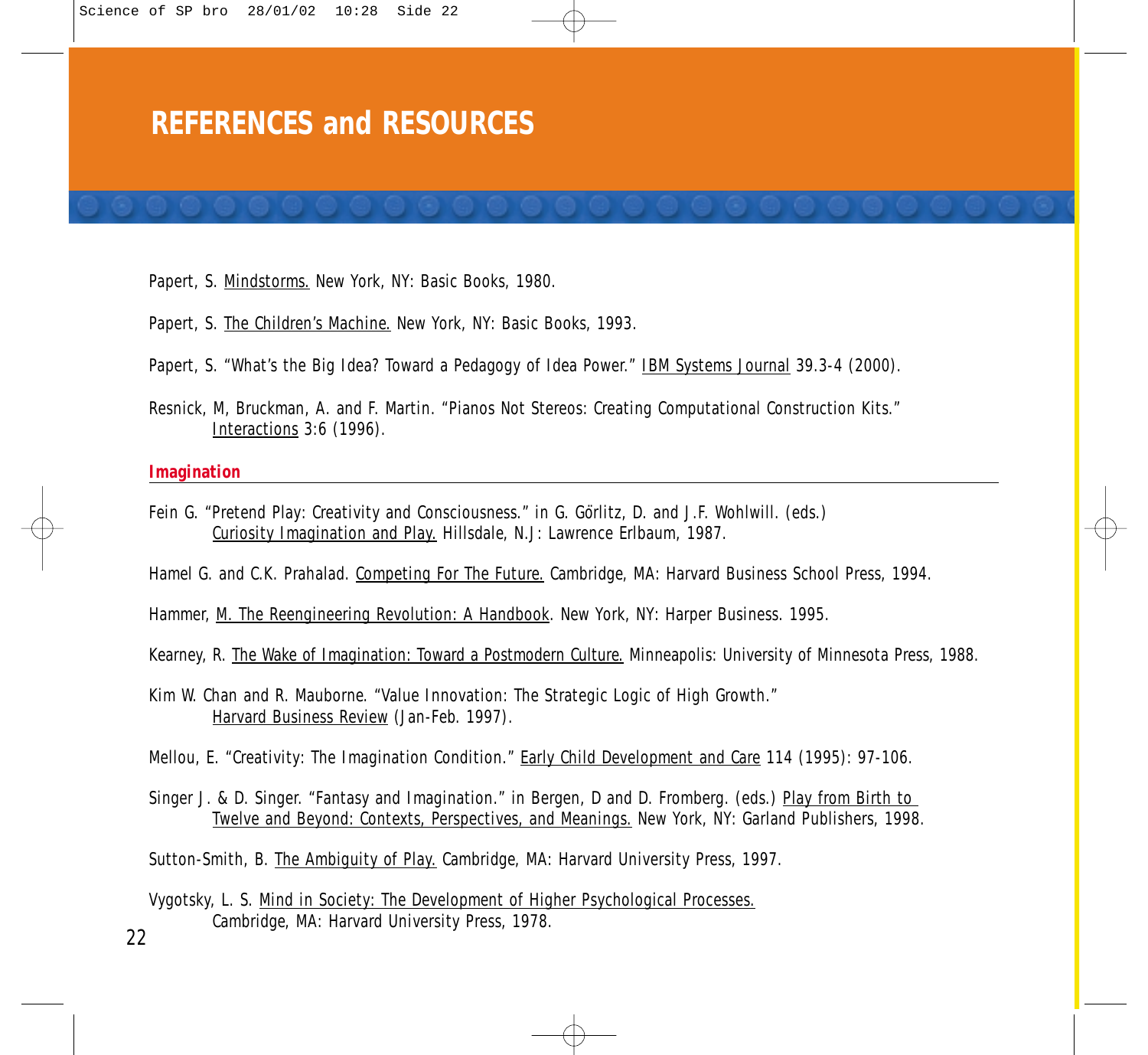# REFERENCES and RESOURCES

Papert, S. Mindstorms. New York, NY: Basic Books, 1980.

Papert, S. The Children's Machine. New York, NY: Basic Books, 1993.

Papert, S. "What's the Big Idea? Toward a Pedagogy of Idea Power." IBM Systems Journal 39.3-4 (2000).

Resnick, M, Bruckman, A. and F. Martin. "Pianos Not Stereos: Creating Computational Construction Kits." Interactions 3:6 (1996).

### Imagination

Fein G. "Pretend Play: Creativity and Consciousness." in G. Görlitz, D. and J.F. Wohlwill. (eds.) Curiosity Imagination and Play. Hillsdale, N.J: Lawrence Erlbaum, 1987.

Hamel G. and C.K. Prahalad. Competing For The Future. Cambridge, MA: Harvard Business School Press, 1994.

Hammer, M. The Reengineering Revolution: A Handbook. New York, NY: Harper Business. 1995.

Kearney, R. The Wake of Imagination: Toward a Postmodern Culture. Minneapolis: University of Minnesota Press, 1988.

Kim W. Chan and R. Mauborne. "Value Innovation: The Strategic Logic of High Growth." Harvard Business Review (Jan-Feb. 1997).

Mellou, E. "Creativity: The Imagination Condition." Early Child Development and Care 114 (1995): 97-106.

Singer J. & D. Singer. "Fantasy and Imagination." in Bergen, D and D. Fromberg. (eds.) Play from Birth to Twelve and Beyond: Contexts, Perspectives, and Meanings. New York, NY: Garland Publishers, 1998.

Sutton-Smith, B. The Ambiguity of Play. Cambridge, MA: Harvard University Press, 1997.

Vygotsky, L. S. Mind in Society: The Development of Higher Psychological Processes. Cambridge, MA: Harvard University Press, 1978.